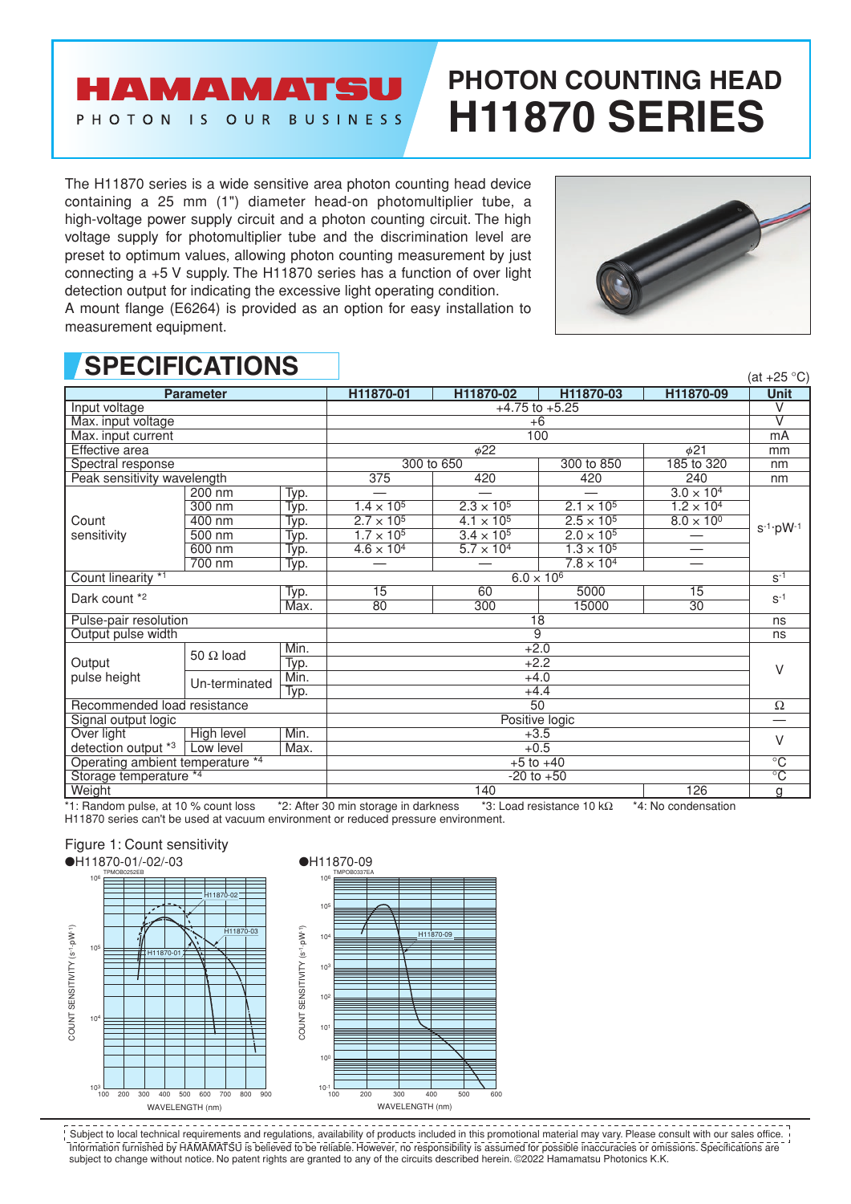# HAMAMATSU

PHOTON IS OUR BUSINESS

# PHOTON COUNTING HEAD H11870 SERIES

The H11870 series is a wide sensitive area photon counting head device containing a 25 mm (1") diameter head-on photomultiplier tube, a high-voltage power supply circuit and a photon counting circuit. The high voltage supply for photomultiplier tube and the discrimination level are preset to optimum values, allowing photon counting measurement by just connecting a +5 V supply. The H11870 series has a function of over light detection output for indicating the excessive light operating condition.
A mount flange (E6264) is provided as an option for easy installation to measurement equipment.

## SPECIFICATIONS

(at +25 °C)

| Parameter | | | H11870-01 | H11870-02 | H11870-03 | H11870-09 | Unit |
|---|---|---|---|---|---|---|---|
| Input voltage | | | +4.75 to +5.25 | | | | V |
| Max. input voltage | | | +6 | | | | V |
| Max. input current | | | 100 | | | | mA |
| Effective area | | | $\phi$22 | | | $\phi$21 | mm |
| Spectral response | | | 300 to 650 | | 300 to 850 | 185 to 320 | nm |
| Peak sensitivity wavelength | | | 375 | 420 | 420 | 240 | nm |
| Count sensitivity | 200 nm | Typ. | — | — | — | $3.0 \times 10^4$ | $s^{-1} \cdot pW^{-1}$ |
| | 300 nm | Typ. | $1.4 \times 10^5$ | $2.3 \times 10^5$ | $2.1 \times 10^5$ | $1.2 \times 10^4$ | |
| | 400 nm | Typ. | $2.7 \times 10^5$ | $4.1 \times 10^5$ | $2.5 \times 10^5$ | $8.0 \times 10^0$ | |
| | 500 nm | Typ. | $1.7 \times 10^5$ | $3.4 \times 10^5$ | $2.0 \times 10^5$ | — | |
| | 600 nm | Typ. | $4.6 \times 10^4$ | $5.7 \times 10^4$ | $1.3 \times 10^5$ | — | |
| | 700 nm | Typ. | — | — | $7.8 \times 10^4$ | — | |
| Count linearity *1 | | | $6.0 \times 10^6$ | | | | $s^{-1}$ |
| Dark count *2 | | Typ. | 15 | 60 | 5000 | 15 | $s^{-1}$ |
| | | Max. | 80 | 300 | 15000 | 30 | |
| Pulse-pair resolution | | | 18 | | | | ns |
| Output pulse width | | | 9 | | | | ns |
| Output pulse height | 50 Ω load | Min. | +2.0 | | | | V |
| | | Typ. | +2.2 | | | | |
| | Un-terminated | Min. | +4.0 | | | | |
| | | Typ. | +4.4 | | | | |
| Recommended load resistance | | | 50 | | | | Ω |
| Signal output logic | | | Positive logic | | | | — |
| Over light detection output *3 | High level | Min. | +3.5 | | | | V |
| | Low level | Max. | +0.5 | | | | |
| Operating ambient temperature *4 | | | +5 to +40 | | | | °C |
| Storage temperature *4 | | | -20 to +50 | | | | °C |
| Weight | | | 140 | | | 126 | g |

*1: Random pulse, at 10 % count loss *2: After 30 min storage in darkness *3: Load resistance 10 kΩ *4: No condensation
H11870 series can't be used at vacuum environment or reduced pressure environment.

Figure 1: Count sensitivity

●H11870-01/-02/-03

TPMOB0252EB

H11870-02
H11870-03
H11870-01

COUNT SENSITIVITY ($s^{-1} \cdot pW^{-1}$)

$10^6$ $10^5$ $10^4$ $10^3$

100 200 300 400 500 600 700 800 900

WAVELENGTH (nm)

●H11870-09

TMPOB0337EA

H11870-09

COUNT SENSITIVITY ($s^{-1} \cdot pW^{-1}$)

$10^6$ $10^5$ $10^4$ $10^3$ $10^2$ $10^1$ $10^0$ $10^{-1}$

100 200 300 400 500 600

WAVELENGTH (nm)

Subject to local technical requirements and regulations, availability of products included in this promotional material may vary. Please consult with our sales office.
Information furnished by HAMAMATSU is believed to be reliable. However, no responsibility is assumed for possible inaccuracies or omissions. Specifications are subject to change without notice. No patent rights are granted to any of the circuits described herein. ©2022 Hamamatsu Photonics K.K.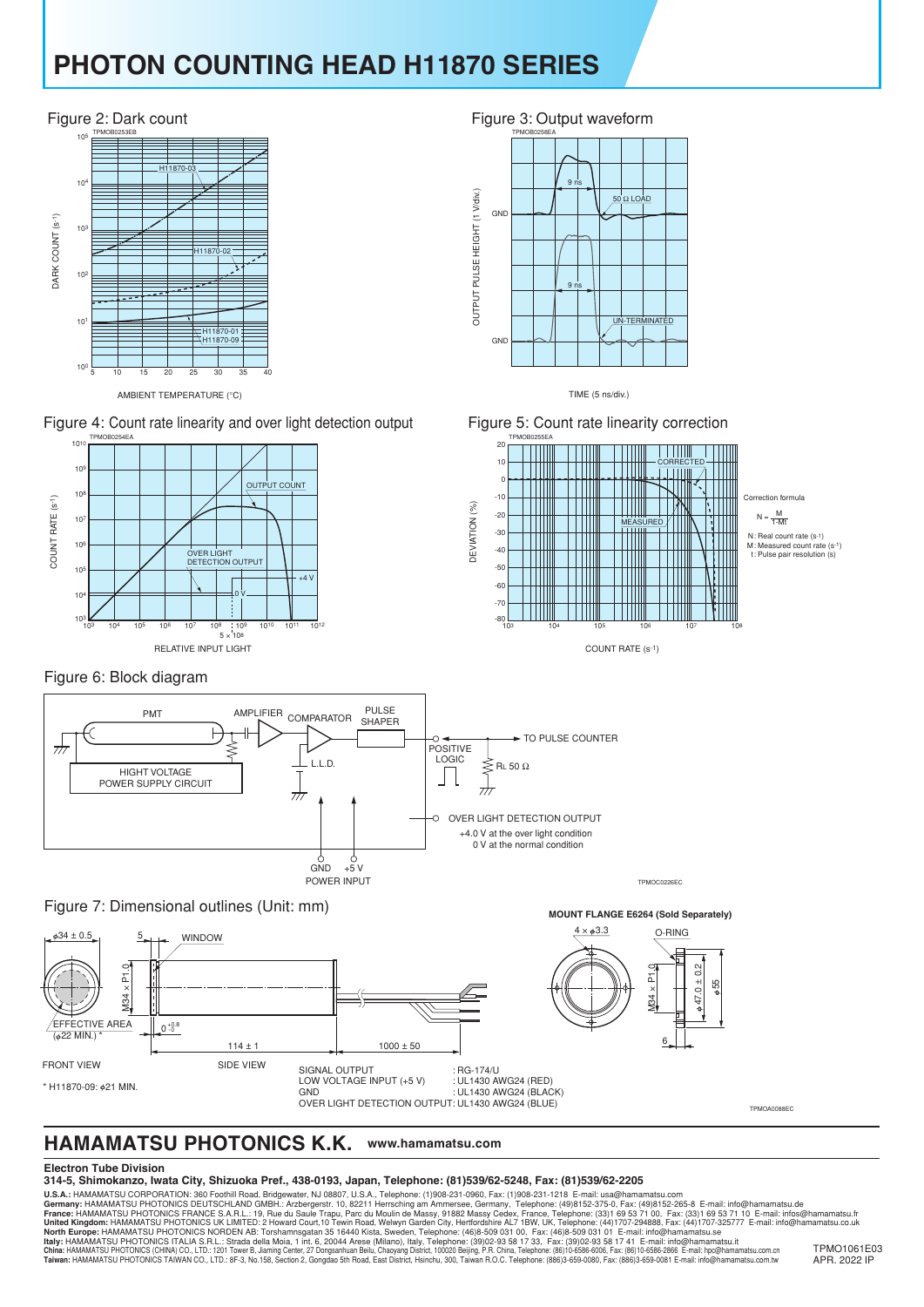# PHOTON COUNTING HEAD H11870 SERIES

Figure 2: Dark count

TPMOB0253EB

DARK COUNT ($s^{-1}$)

$10^5$
$10^4$
$10^3$
$10^2$
$10^1$
$10^0$

H11870-03
H11870-02
H11870-01
H11870-09

5 10 15 20 25 30 35 40

AMBIENT TEMPERATURE (°C)

Figure 3: Output waveform

TPMOB0258EA

OUTPUT PULSE HEIGHT (1 V/div.)

GND
9 ns
50 Ω LOAD
9 ns
UN-TERMINATED
GND

TIME (5 ns/div.)

Figure 4: Count rate linearity and over light detection output

TPMOB0254EA

COUNT RATE ($s^{-1}$)

$10^{10}$
$10^9$
$10^8$
$10^7$
$10^6$
$10^5$
$10^4$
$10^3$

OUTPUT COUNT
OVER LIGHT DETECTION OUTPUT
+4 V
0 V

$10^3$ $10^4$ $10^5$ $10^6$ $10^7$ $10^8$ $10^9$ $10^{10}$ $10^{11}$ $10^{12}$

$5 \times 10^8$

RELATIVE INPUT LIGHT

Figure 5: Count rate linearity correction

TPMOB0255EA

DEVIATION (%)

20
10
0
-10
-20
-30
-40
-50
-60
-70
-80

CORRECTED
MEASURED

$10^3$ $10^4$ $10^5$ $10^6$ $10^7$ $10^8$

COUNT RATE ($s^{-1}$)

Correction formula

$$N = \frac{M}{1-Mt}$$

N: Real count rate ($s^{-1}$)
M: Measured count rate ($s^{-1}$)
t: Pulse pair resolution (s)

Figure 6: Block diagram

PMT
AMPLIFIER
COMPARATOR
PULSE SHAPER
L.L.D.
HIGHT VOLTAGE POWER SUPPLY CIRCUIT
POSITIVE LOGIC
RL 50 Ω
TO PULSE COUNTER
OVER LIGHT DETECTION OUTPUT
+4.0 V at the over light condition
0 V at the normal condition
GND +5 V
POWER INPUT

TPMOC0226EC

Figure 7: Dimensional outlines (Unit: mm)

φ34 ± 0.5
5
WINDOW
M34 × P1.0
EFFECTIVE AREA (φ22 MIN.) *
$0^{+0.8}_{-0}$
114 ± 1
1000 ± 50

FRONT VIEW
SIDE VIEW

* H11870-09: φ21 MIN.

**MOUNT FLANGE E6264 (Sold Separately)**

4 × φ3.3
O-RING
M34 × P1.0
φ47.0 ± 0.2
φ55
6

SIGNAL OUTPUT : RG-174/U
LOW VOLTAGE INPUT (+5 V) : UL1430 AWG24 (RED)
GND : UL1430 AWG24 (BLACK)
OVER LIGHT DETECTION OUTPUT: UL1430 AWG24 (BLUE)

TPMOA0088EC

## HAMAMATSU PHOTONICS K.K. www.hamamatsu.com

**Electron Tube Division**

**314-5, Shimokanzo, Iwata City, Shizuoka Pref., 438-0193, Japan, Telephone: (81)539/62-5248, Fax: (81)539/62-2205**

**U.S.A.:** HAMAMATSU CORPORATION: 360 Foothill Road, Bridgewater, NJ 08807, U.S.A., Telephone: (1)908-231-0960, Fax: (1)908-231-1218 E-mail: usa@hamamatsu.com
**Germany:** HAMAMATSU PHOTONICS DEUTSCHLAND GMBH.: Arzbergerstr. 10, 82211 Herrsching am Ammersee, Germany, Telephone: (49)8152-375-0, Fax: (49)8152-265-8 E-mail: info@hamamatsu.de
**France:** HAMAMATSU PHOTONICS FRANCE S.A.R.L.: 19, Rue du Saule Trapu, Parc du Moulin de Massy, 91882 Massy Cedex, France, Telephone: (33)1 69 53 71 00, Fax: (33)1 69 53 71 10 E-mail: infos@hamamatsu.fr
**United Kingdom:** HAMAMATSU PHOTONICS UK LIMITED: 2 Howard Court,10 Tewin Road, Welwyn Garden City, Hertfordshire AL7 1BW, UK, Telephone: (44)1707-294888, Fax: (44)1707-325777 E-mail: info@hamamatsu.co.uk
**North Europe:** HAMAMATSU PHOTONICS NORDEN AB: Torshamnsgatan 35 16440 Kista, Sweden, Telephone: (46)8-509 031 00, Fax: (46)8-509 031 01 E-mail: info@hamamatsu.se
**Italy:** HAMAMATSU PHOTONICS ITALIA S.R.L.: Strada della Moia, 1 int. 6, 20044 Arese (Milano), Italy, Telephone: (39)02-93 58 17 33, Fax: (39)02-93 58 17 41 E-mail: info@hamamatsu.it
**China:** HAMAMATSU PHOTONICS (CHINA) CO., LTD.: 1201 Tower B, Jiaming Center, 27 Dongsanhuan Beilu, Chaoyang District, 100020 Beijing, P.R. China, Telephone: (86)10-6586-6006, Fax: (86)10-6586-2866 E-mail: hpc@hamamatsu.com.cn
**Taiwan:** HAMAMATSU PHOTONICS TAIWAN CO., LTD.: 8F-3, No.158, Section 2, Gongdao 5th Road, East District, Hsinchu, 300, Taiwan R.O.C. Telephone: (886)3-659-0080, Fax: (886)3-659-0081 E-mail: info@hamamatsu.com.tw

TPMO1061E03
APR. 2022 IP